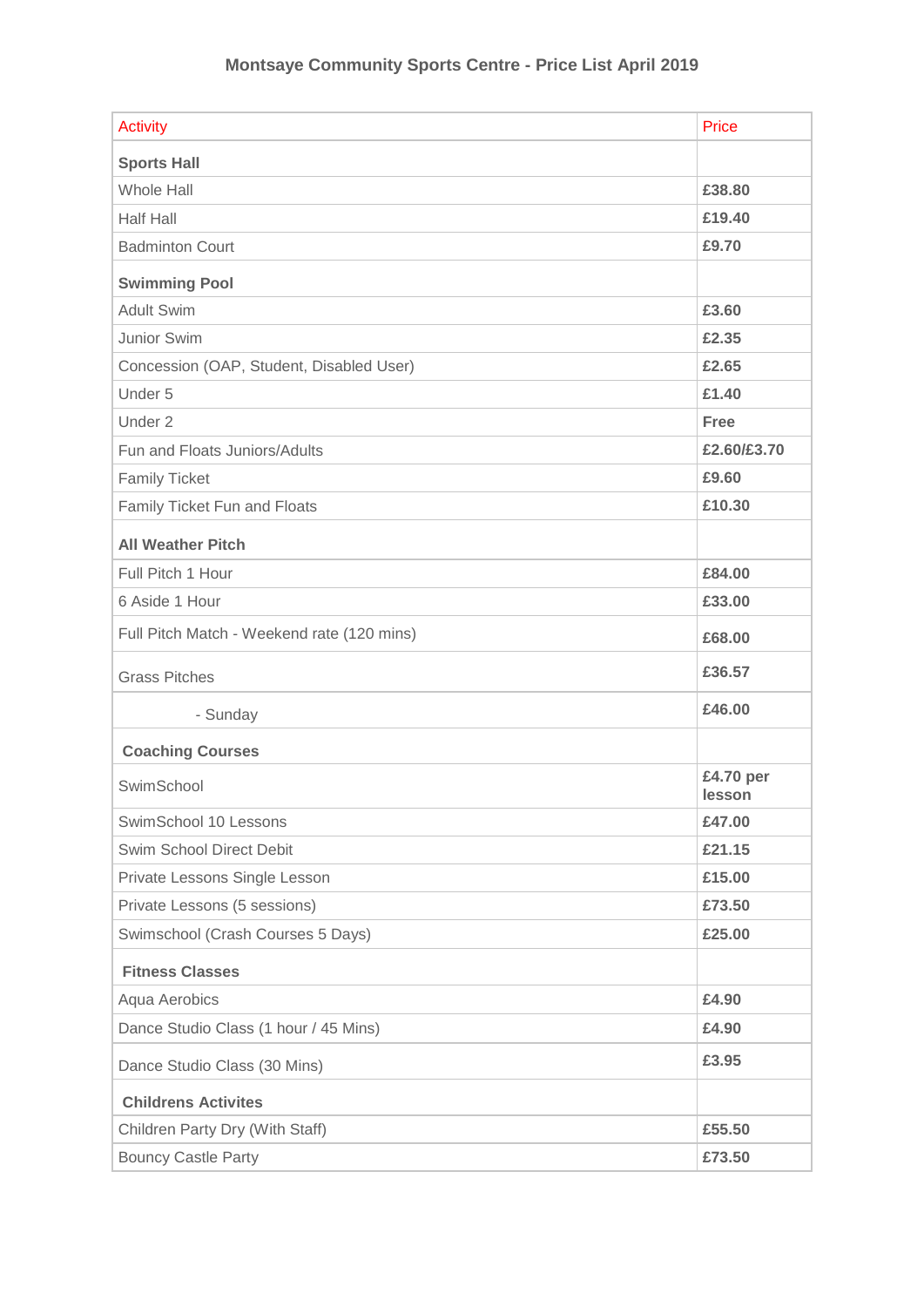# Montsaye Community Sports Centre - Price List April 2019

| Activity | Price |
|---|---|
| **Sports Hall** | |
| Whole Hall | **£38.80** |
| Half Hall | **£19.40** |
| Badminton Court | **£9.70** |
| **Swimming Pool** | |
| Adult Swim | **£3.60** |
| Junior Swim | **£2.35** |
| Concession (OAP, Student, Disabled User) | **£2.65** |
| Under 5 | **£1.40** |
| Under 2 | **Free** |
| Fun and Floats Juniors/Adults | **£2.60/£3.70** |
| Family Ticket | **£9.60** |
| Family Ticket Fun and Floats | **£10.30** |
| **All Weather Pitch** | |
| Full Pitch 1 Hour | **£84.00** |
| 6 Aside 1 Hour | **£33.00** |
| Full Pitch Match - Weekend rate (120 mins) | **£68.00** |
| Grass Pitches | **£36.57** |
| - Sunday | **£46.00** |
| **Coaching Courses** | |
| SwimSchool | **£4.70 per lesson** |
| SwimSchool 10 Lessons | **£47.00** |
| Swim School Direct Debit | **£21.15** |
| Private Lessons Single Lesson | **£15.00** |
| Private Lessons (5 sessions) | **£73.50** |
| Swimschool (Crash Courses 5 Days) | **£25.00** |
| **Fitness Classes** | |
| Aqua Aerobics | **£4.90** |
| Dance Studio Class (1 hour / 45 Mins) | **£4.90** |
| Dance Studio Class (30 Mins) | **£3.95** |
| **Childrens Activites** | |
| Children Party Dry (With Staff) | **£55.50** |
| Bouncy Castle Party | **£73.50** |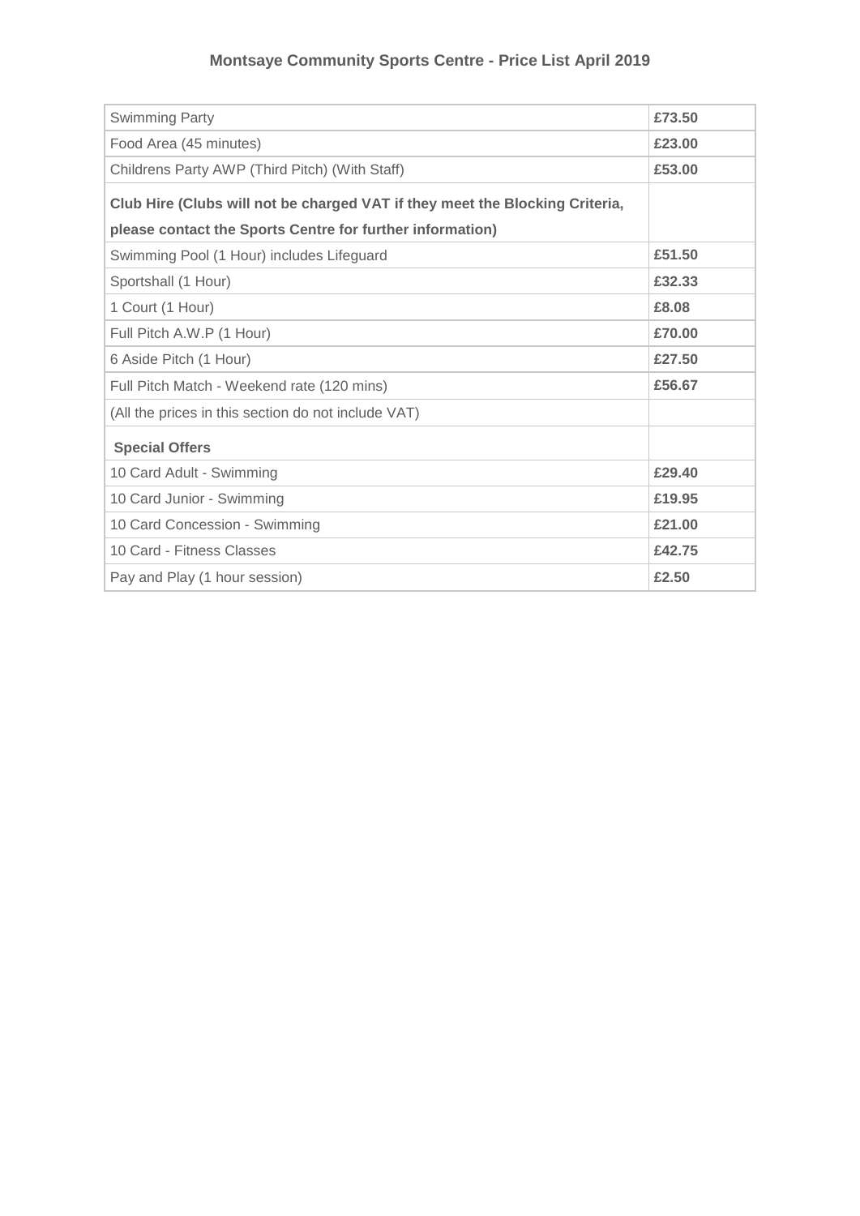**Montsaye Community Sports Centre - Price List April 2019**

| | |
|---|---|
| Swimming Party | **£73.50** |
| Food Area (45 minutes) | **£23.00** |
| Childrens Party AWP (Third Pitch) (With Staff) | **£53.00** |
| **Club Hire (Clubs will not be charged VAT if they meet the Blocking Criteria, please contact the Sports Centre for further information)** | |
| Swimming Pool (1 Hour) includes Lifeguard | **£51.50** |
| Sportshall (1 Hour) | **£32.33** |
| 1 Court (1 Hour) | **£8.08** |
| Full Pitch A.W.P (1 Hour) | **£70.00** |
| 6 Aside Pitch (1 Hour) | **£27.50** |
| Full Pitch Match - Weekend rate (120 mins) | **£56.67** |
| (All the prices in this section do not include VAT) | |
| **Special Offers** | |
| 10 Card Adult - Swimming | **£29.40** |
| 10 Card Junior - Swimming | **£19.95** |
| 10 Card Concession - Swimming | **£21.00** |
| 10 Card - Fitness Classes | **£42.75** |
| Pay and Play (1 hour session) | **£2.50** |